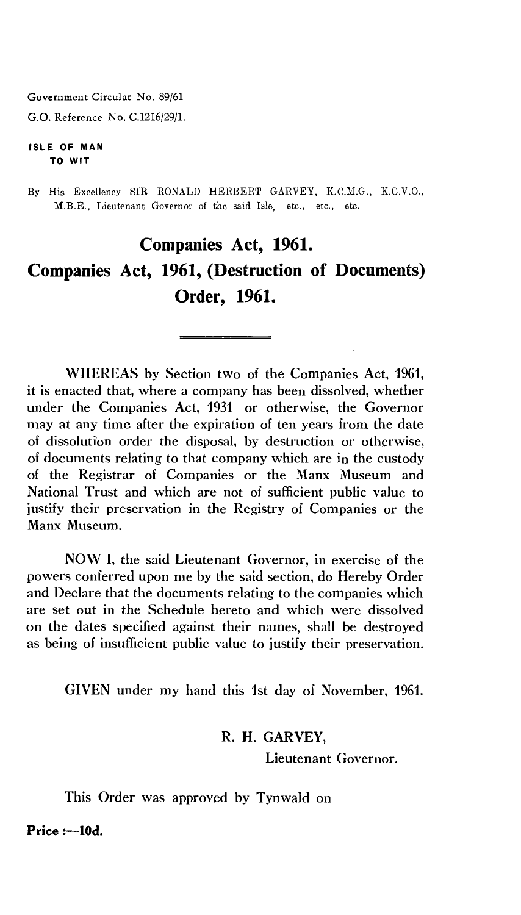Government Circular No. 89/61

G.O. Reference No. C.1216/29/1.

**ISLE OF MAN**
**TO WIT**

By His Excellency SIR RONALD HERBERT GARVEY, K.C.M.G., K.C.V.O., M.B.E., Lieutenant Governor of the said Isle, etc., etc., etc.

# Companies Act, 1961.

# Companies Act, 1961, (Destruction of Documents) Order, 1961.

---

WHEREAS by Section two of the Companies Act, 1961, it is enacted that, where a company has been dissolved, whether under the Companies Act, 1931 or otherwise, the Governor may at any time after the expiration of ten years from the date of dissolution order the disposal, by destruction or otherwise, of documents relating to that company which are in the custody of the Registrar of Companies or the Manx Museum and National Trust and which are not of sufficient public value to justify their preservation in the Registry of Companies or the Manx Museum.

NOW I, the said Lieutenant Governor, in exercise of the powers conferred upon me by the said section, do Hereby Order and Declare that the documents relating to the companies which are set out in the Schedule hereto and which were dissolved on the dates specified against their names, shall be destroyed as being of insufficient public value to justify their preservation.

GIVEN under my hand this 1st day of November, 1961.

R. H. GARVEY,

Lieutenant Governor.

This Order was approved by Tynwald on

**Price :—10d.**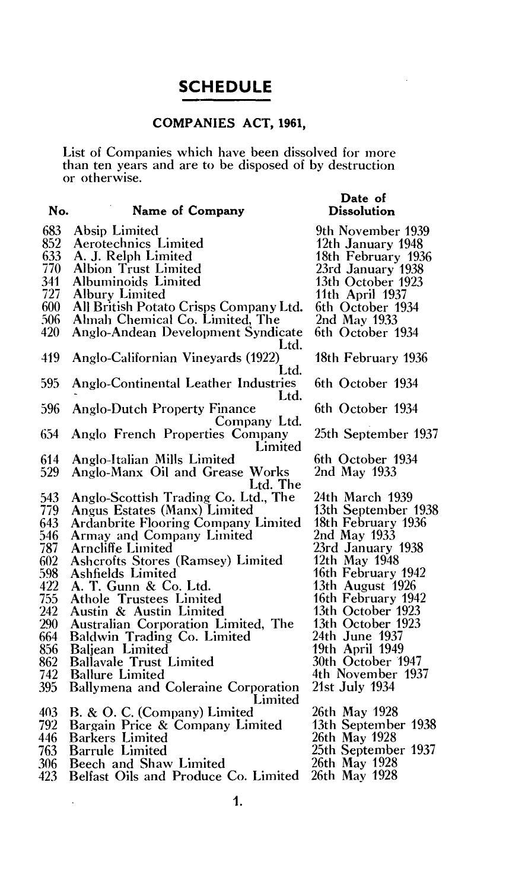# SCHEDULE

## COMPANIES ACT, 1961,

List of Companies which have been dissolved for more than ten years and are to be disposed of by destruction or otherwise.

| No. | Name of Company | Date of Dissolution |
|---|---|---|
| 683 | Absip Limited | 9th November 1939 |
| 852 | Aerotechnics Limited | 12th January 1948 |
| 633 | A. J. Relph Limited | 18th February 1936 |
| 770 | Albion Trust Limited | 23rd January 1938 |
| 341 | Albuminoids Limited | 13th October 1923 |
| 727 | Albury Limited | 11th April 1937 |
| 600 | All British Potato Crisps Company Ltd. | 6th October 1934 |
| 506 | Almah Chemical Co. Limited, The | 2nd May 1933 |
| 420 | Anglo-Andean Development Syndicate Ltd. | 6th October 1934 |
| 419 | Anglo-Californian Vineyards (1922) Ltd. | 18th February 1936 |
| 595 | Anglo-Continental Leather Industries Ltd. | 6th October 1934 |
| 596 | Anglo-Dutch Property Finance Company Ltd. | 6th October 1934 |
| 654 | Anglo French Properties Company Limited | 25th September 1937 |
| 614 | Anglo-Italian Mills Limited | 6th October 1934 |
| 529 | Anglo-Manx Oil and Grease Works Ltd. The | 2nd May 1933 |
| 543 | Anglo-Scottish Trading Co. Ltd., The | 24th March 1939 |
| 779 | Angus Estates (Manx) Limited | 13th September 1938 |
| 643 | Ardanbrite Flooring Company Limited | 18th February 1936 |
| 546 | Armay and Company Limited | 2nd May 1933 |
| 787 | Arncliffe Limited | 23rd January 1938 |
| 602 | Ashcrofts Stores (Ramsey) Limited | 12th May 1948 |
| 598 | Ashfields Limited | 16th February 1942 |
| 422 | A. T. Gunn & Co. Ltd. | 13th August 1926 |
| 755 | Athole Trustees Limited | 16th February 1942 |
| 242 | Austin & Austin Limited | 13th October 1923 |
| 290 | Australian Corporation Limited, The | 13th October 1923 |
| 664 | Baldwin Trading Co. Limited | 24th June 1937 |
| 856 | Baljean Limited | 19th April 1949 |
| 862 | Ballavale Trust Limited | 30th October 1947 |
| 742 | Ballure Limited | 4th November 1937 |
| 395 | Ballymena and Coleraine Corporation Limited | 21st July 1934 |
| 403 | B. & O. C. (Company) Limited | 26th May 1928 |
| 792 | Bargain Price & Company Limited | 13th September 1938 |
| 446 | Barkers Limited | 26th May 1928 |
| 763 | Barrule Limited | 25th September 1937 |
| 306 | Beech and Shaw Limited | 26th May 1928 |
| 423 | Belfast Oils and Produce Co. Limited | 26th May 1928 |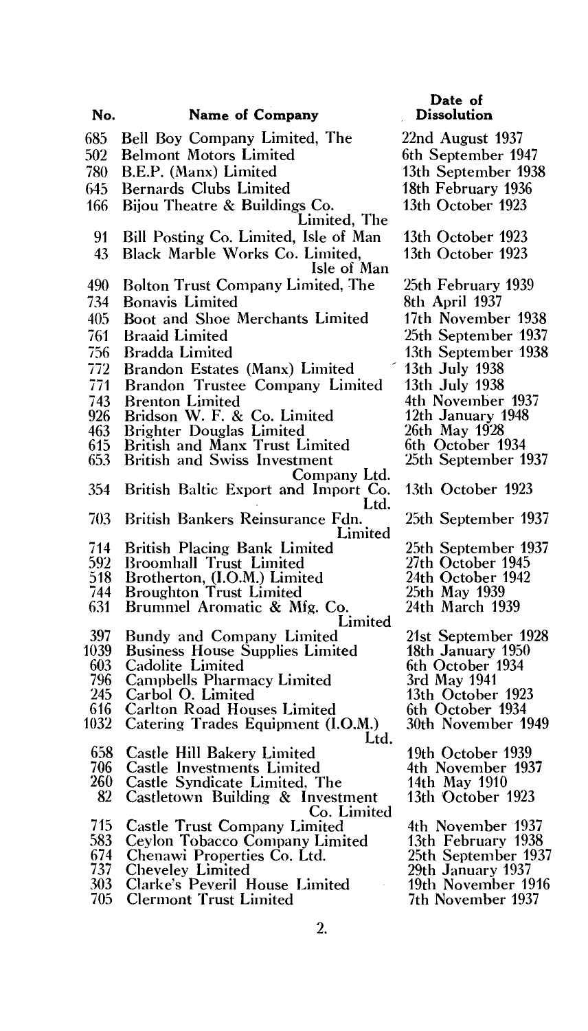| No. | Name of Company | Date of Dissolution |
|---|---|---|
| 685 | Bell Boy Company Limited, The | 22nd August 1937 |
| 502 | Belmont Motors Limited | 6th September 1947 |
| 780 | B.E.P. (Manx) Limited | 13th September 1938 |
| 645 | Bernards Clubs Limited | 18th February 1936 |
| 166 | Bijou Theatre & Buildings Co. Limited, The | 13th October 1923 |
| 91 | Bill Posting Co. Limited, Isle of Man | 13th October 1923 |
| 43 | Black Marble Works Co. Limited, Isle of Man | 13th October 1923 |
| 490 | Bolton Trust Company Limited, The | 25th February 1939 |
| 734 | Bonavis Limited | 8th April 1937 |
| 405 | Boot and Shoe Merchants Limited | 17th November 1938 |
| 761 | Braaid Limited | 25th September 1937 |
| 756 | Bradda Limited | 13th September 1938 |
| 772 | Brandon Estates (Manx) Limited | 13th July 1938 |
| 771 | Brandon Trustee Company Limited | 13th July 1938 |
| 743 | Brenton Limited | 4th November 1937 |
| 926 | Bridson W. F. & Co. Limited | 12th January 1948 |
| 463 | Brighter Douglas Limited | 26th May 1928 |
| 615 | British and Manx Trust Limited | 6th October 1934 |
| 653 | British and Swiss Investment Company Ltd. | 25th September 1937 |
| 354 | British Baltic Export and Import Co. Ltd. | 13th October 1923 |
| 703 | British Bankers Reinsurance Fdn. Limited | 25th September 1937 |
| 714 | British Placing Bank Limited | 25th September 1937 |
| 592 | Broomhall Trust Limited | 27th October 1945 |
| 518 | Brotherton, (I.O.M.) Limited | 24th October 1942 |
| 744 | Broughton Trust Limited | 25th May 1939 |
| 631 | Brummel Aromatic & Mfg. Co. Limited | 24th March 1939 |
| 397 | Bundy and Company Limited | 21st September 1928 |
| 1039 | Business House Supplies Limited | 18th January 1950 |
| 603 | Cadolite Limited | 6th October 1934 |
| 796 | Campbells Pharmacy Limited | 3rd May 1941 |
| 245 | Carbol O. Limited | 13th October 1923 |
| 616 | Carlton Road Houses Limited | 6th October 1934 |
| 1032 | Catering Trades Equipment (I.O.M.) Ltd. | 30th November 1949 |
| 658 | Castle Hill Bakery Limited | 19th October 1939 |
| 706 | Castle Investments Limited | 4th November 1937 |
| 260 | Castle Syndicate Limited, The | 14th May 1910 |
| 82 | Castletown Building & Investment Co. Limited | 13th October 1923 |
| 715 | Castle Trust Company Limited | 4th November 1937 |
| 583 | Ceylon Tobacco Company Limited | 13th February 1938 |
| 674 | Chenawi Properties Co. Ltd. | 25th September 1937 |
| 737 | Cheveley Limited | 29th January 1937 |
| 303 | Clarke's Peveril House Limited | 19th November 1916 |
| 705 | Clermont Trust Limited | 7th November 1937 |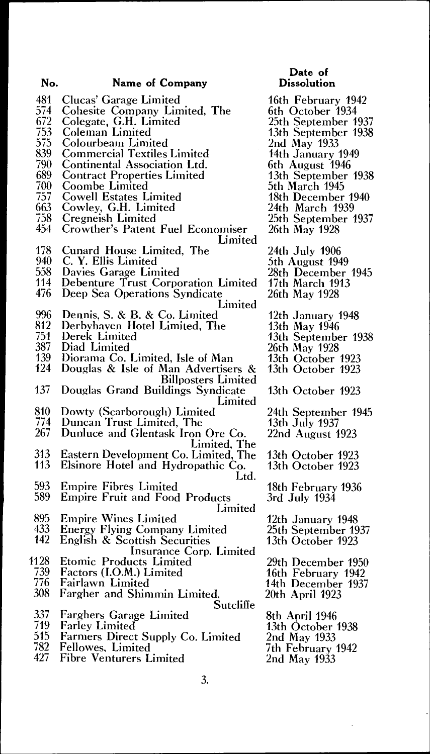| No. | Name of Company | Date of Dissolution |
|---|---|---|
| 481 | Clucas' Garage Limited | 16th February 1942 |
| 574 | Cohesite Company Limited, The | 6th October 1934 |
| 672 | Colegate, G.H. Limited | 25th September 1937 |
| 753 | Coleman Limited | 13th September 1938 |
| 575 | Colourbeam Limited | 2nd May 1933 |
| 839 | Commercial Textiles Limited | 14th January 1949 |
| 790 | Continental Association Ltd. | 6th August 1946 |
| 689 | Contract Properties Limited | 13th September 1938 |
| 700 | Coombe Limited | 5th March 1945 |
| 757 | Cowell Estates Limited | 18th December 1940 |
| 663 | Cowley, G.H. Limited | 24th March 1939 |
| 758 | Cregneish Limited | 25th September 1937 |
| 454 | Crowther's Patent Fuel Economiser Limited | 26th May 1928 |
| 178 | Cunard House Limited, The | 24th July 1906 |
| 940 | C. Y. Ellis Limited | 5th August 1949 |
| 558 | Davies Garage Limited | 28th December 1945 |
| 114 | Debenture Trust Corporation Limited | 17th March 1913 |
| 476 | Deep Sea Operations Syndicate Limited | 26th May 1928 |
| 996 | Dennis, S. & B. & Co. Limited | 12th January 1948 |
| 812 | Derbyhaven Hotel Limited, The | 13th May 1946 |
| 751 | Derek Limited | 13th September 1938 |
| 387 | Diad Limited | 26th May 1928 |
| 139 | Diorama Co. Limited, Isle of Man | 13th October 1923 |
| 124 | Douglas & Isle of Man Advertisers & Billposters Limited | 13th October 1923 |
| 137 | Douglas Grand Buildings Syndicate Limited | 13th October 1923 |
| 810 | Dowty (Scarborough) Limited | 24th September 1945 |
| 774 | Duncan Trust Limited, The | 13th July 1937 |
| 267 | Dunluce and Glentask Iron Ore Co. Limited, The | 22nd August 1923 |
| 313 | Eastern Development Co. Limited, The | 13th October 1923 |
| 113 | Elsinore Hotel and Hydropathic Co. Ltd. | 13th October 1923 |
| 593 | Empire Fibres Limited | 18th February 1936 |
| 589 | Empire Fruit and Food Products Limited | 3rd July 1934 |
| 895 | Empire Wines Limited | 12th January 1948 |
| 433 | Energy Flying Company Limited | 25th September 1937 |
| 142 | English & Scottish Securities Insurance Corp. Limited | 13th October 1923 |
| 1128 | Etomic Products Limited | 29th December 1950 |
| 739 | Factors (I.O.M.) Limited | 16th February 1942 |
| 776 | Fairlawn Limited | 14th December 1937 |
| 308 | Fargher and Shimmin Limited, Sutcliffe | 20th April 1923 |
| 337 | Farghers Garage Limited | 8th April 1946 |
| 719 | Farley Limited | 13th October 1938 |
| 515 | Farmers Direct Supply Co. Limited | 2nd May 1933 |
| 782 | Fellowes, Limited | 7th February 1942 |
| 427 | Fibre Venturers Limited | 2nd May 1933 |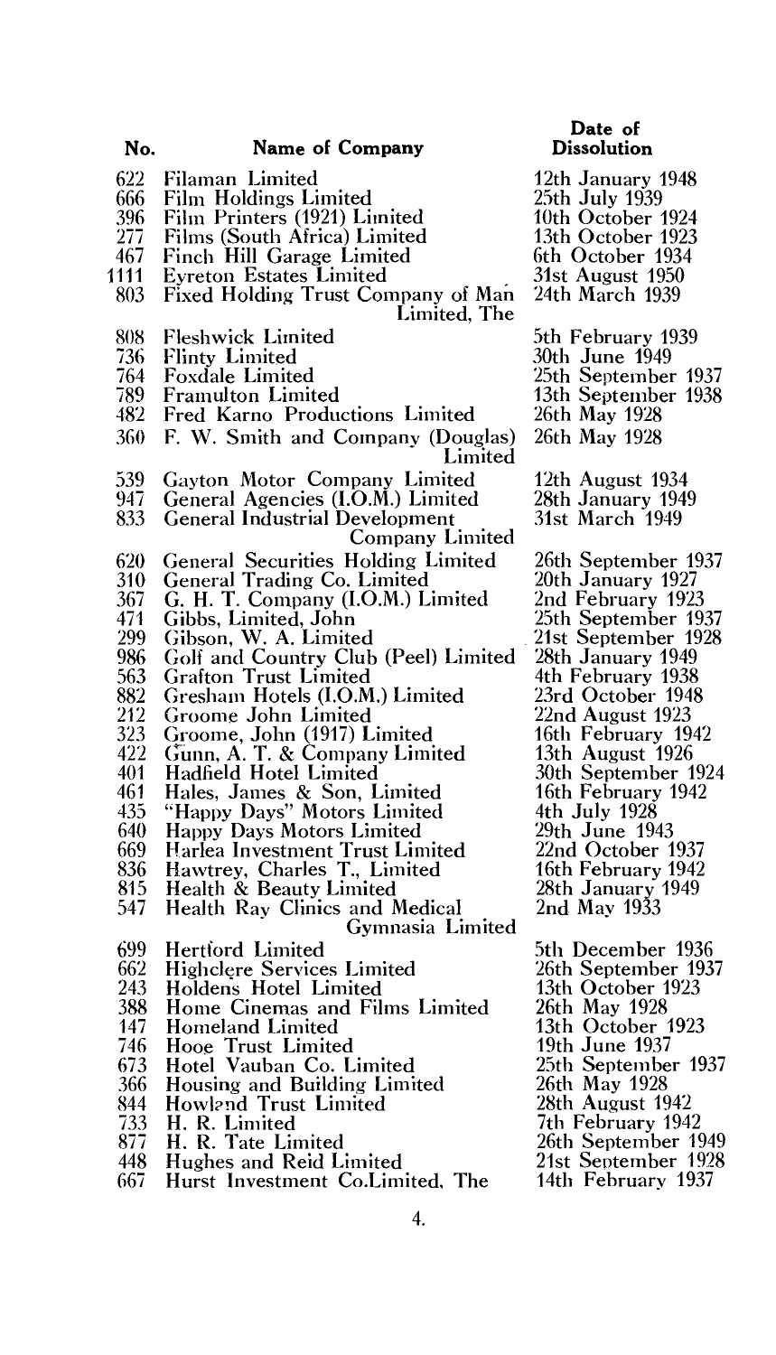| No. | Name of Company | Date of Dissolution |
|---|---|---|
| 622 | Filaman Limited | 12th January 1948 |
| 666 | Film Holdings Limited | 25th July 1939 |
| 396 | Film Printers (1921) Limited | 10th October 1924 |
| 277 | Films (South Africa) Limited | 13th October 1923 |
| 467 | Finch Hill Garage Limited | 6th October 1934 |
| 1111 | Eyreton Estates Limited | 31st August 1950 |
| 803 | Fixed Holding Trust Company of Man Limited, The | 24th March 1939 |
| 808 | Fleshwick Limited | 5th February 1939 |
| 736 | Flinty Limited | 30th June 1949 |
| 764 | Foxdale Limited | 25th September 1937 |
| 789 | Framulton Limited | 13th September 1938 |
| 482 | Fred Karno Productions Limited | 26th May 1928 |
| 360 | F. W. Smith and Company (Douglas) Limited | 26th May 1928 |
| 539 | Gayton Motor Company Limited | 12th August 1934 |
| 947 | General Agencies (I.O.M.) Limited | 28th January 1949 |
| 833 | General Industrial Development Company Limited | 31st March 1949 |
| 620 | General Securities Holding Limited | 26th September 1937 |
| 310 | General Trading Co. Limited | 20th January 1927 |
| 367 | G. H. T. Company (I.O.M.) Limited | 2nd February 1923 |
| 471 | Gibbs, Limited, John | 25th September 1937 |
| 299 | Gibson, W. A. Limited | 21st September 1928 |
| 986 | Golf and Country Club (Peel) Limited | 28th January 1949 |
| 563 | Grafton Trust Limited | 4th February 1938 |
| 882 | Gresham Hotels (I.O.M.) Limited | 23rd October 1948 |
| 212 | Groome John Limited | 22nd August 1923 |
| 323 | Groome, John (1917) Limited | 16th February 1942 |
| 422 | Gunn, A. T. & Company Limited | 13th August 1926 |
| 401 | Hadfield Hotel Limited | 30th September 1924 |
| 461 | Hales, James & Son, Limited | 16th February 1942 |
| 435 | "Happy Days" Motors Limited | 4th July 1928 |
| 640 | Happy Days Motors Limited | 29th June 1943 |
| 669 | Harlea Investment Trust Limited | 22nd October 1937 |
| 836 | Hawtrey, Charles T., Limited | 16th February 1942 |
| 815 | Health & Beauty Limited | 28th January 1949 |
| 547 | Health Ray Clinics and Medical Gymnasia Limited | 2nd May 1933 |
| 699 | Hertford Limited | 5th December 1936 |
| 662 | Highclere Services Limited | 26th September 1937 |
| 243 | Holdens Hotel Limited | 13th October 1923 |
| 388 | Home Cinemas and Films Limited | 26th May 1928 |
| 147 | Homeland Limited | 13th October 1923 |
| 746 | Hooe Trust Limited | 19th June 1937 |
| 673 | Hotel Vauban Co. Limited | 25th September 1937 |
| 366 | Housing and Building Limited | 26th May 1928 |
| 844 | Howland Trust Limited | 28th August 1942 |
| 733 | H. R. Limited | 7th February 1942 |
| 877 | H. R. Tate Limited | 26th September 1949 |
| 448 | Hughes and Reid Limited | 21st September 1928 |
| 667 | Hurst Investment Co.Limited, The | 14th February 1937 |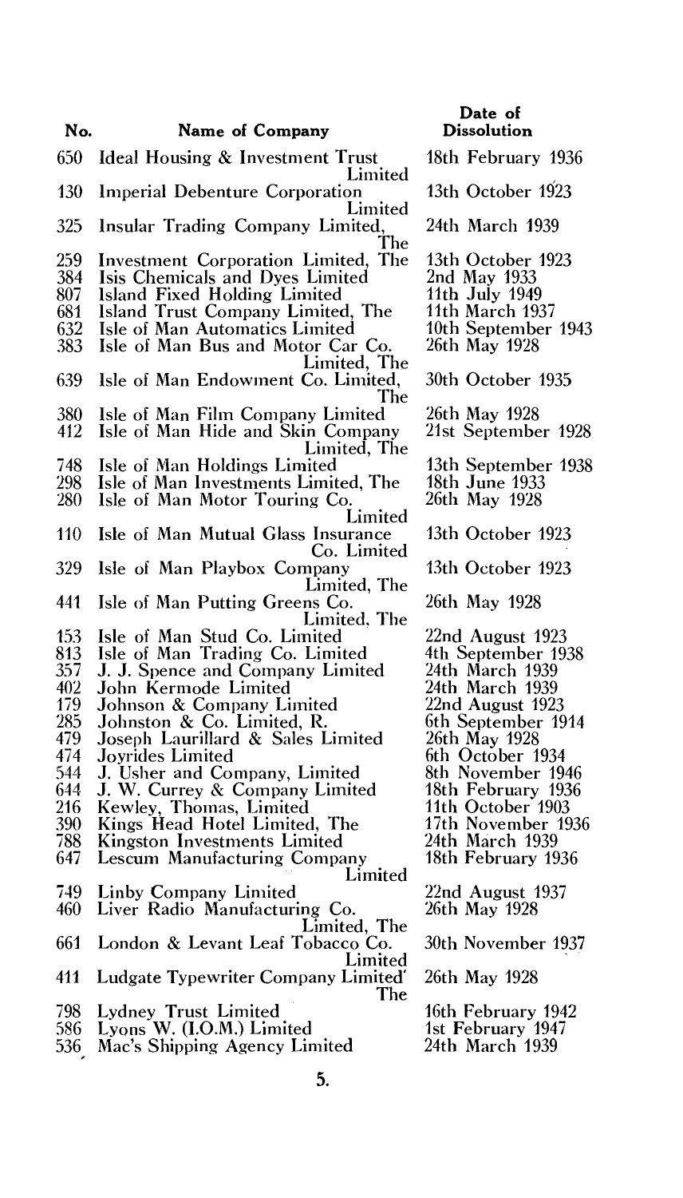| No. | Name of Company | Date of Dissolution |
|---|---|---|
| 650 | Ideal Housing & Investment Trust Limited | 18th February 1936 |
| 130 | Imperial Debenture Corporation Limited | 13th October 1923 |
| 325 | Insular Trading Company Limited, The | 24th March 1939 |
| 259 | Investment Corporation Limited, The | 13th October 1923 |
| 384 | Isis Chemicals and Dyes Limited | 2nd May 1933 |
| 807 | Island Fixed Holding Limited | 11th July 1949 |
| 681 | Island Trust Company Limited, The | 11th March 1937 |
| 632 | Isle of Man Automatics Limited | 10th September 1943 |
| 383 | Isle of Man Bus and Motor Car Co. Limited, The | 26th May 1928 |
| 639 | Isle of Man Endowment Co. Limited, The | 30th October 1935 |
| 380 | Isle of Man Film Company Limited | 26th May 1928 |
| 412 | Isle of Man Hide and Skin Company Limited, The | 21st September 1928 |
| 748 | Isle of Man Holdings Limited | 13th September 1938 |
| 298 | Isle of Man Investments Limited, The | 18th June 1933 |
| 280 | Isle of Man Motor Touring Co. Limited | 26th May 1928 |
| 110 | Isle of Man Mutual Glass Insurance Co. Limited | 13th October 1923 |
| 329 | Isle of Man Playbox Company Limited, The | 13th October 1923 |
| 441 | Isle of Man Putting Greens Co. Limited, The | 26th May 1928 |
| 153 | Isle of Man Stud Co. Limited | 22nd August 1923 |
| 813 | Isle of Man Trading Co. Limited | 4th September 1938 |
| 357 | J. J. Spence and Company Limited | 24th March 1939 |
| 402 | John Kermode Limited | 24th March 1939 |
| 179 | Johnson & Company Limited | 22nd August 1923 |
| 285 | Johnston & Co. Limited, R. | 6th September 1914 |
| 479 | Joseph Laurillard & Sales Limited | 26th May 1928 |
| 474 | Joyrides Limited | 6th October 1934 |
| 544 | J. Usher and Company, Limited | 8th November 1946 |
| 644 | J. W. Currey & Company Limited | 18th February 1936 |
| 216 | Kewley, Thomas, Limited | 11th October 1903 |
| 390 | Kings Head Hotel Limited, The | 17th November 1936 |
| 788 | Kingston Investments Limited | 24th March 1939 |
| 647 | Lescum Manufacturing Company Limited | 18th February 1936 |
| 749 | Linby Company Limited | 22nd August 1937 |
| 460 | Liver Radio Manufacturing Co. Limited, The | 26th May 1928 |
| 661 | London & Levant Leaf Tobacco Co. Limited | 30th November 1937 |
| 411 | Ludgate Typewriter Company Limited The | 26th May 1928 |
| 798 | Lydney Trust Limited | 16th February 1942 |
| 586 | Lyons W. (I.O.M.) Limited | 1st February 1947 |
| 536 | Mac's Shipping Agency Limited | 24th March 1939 |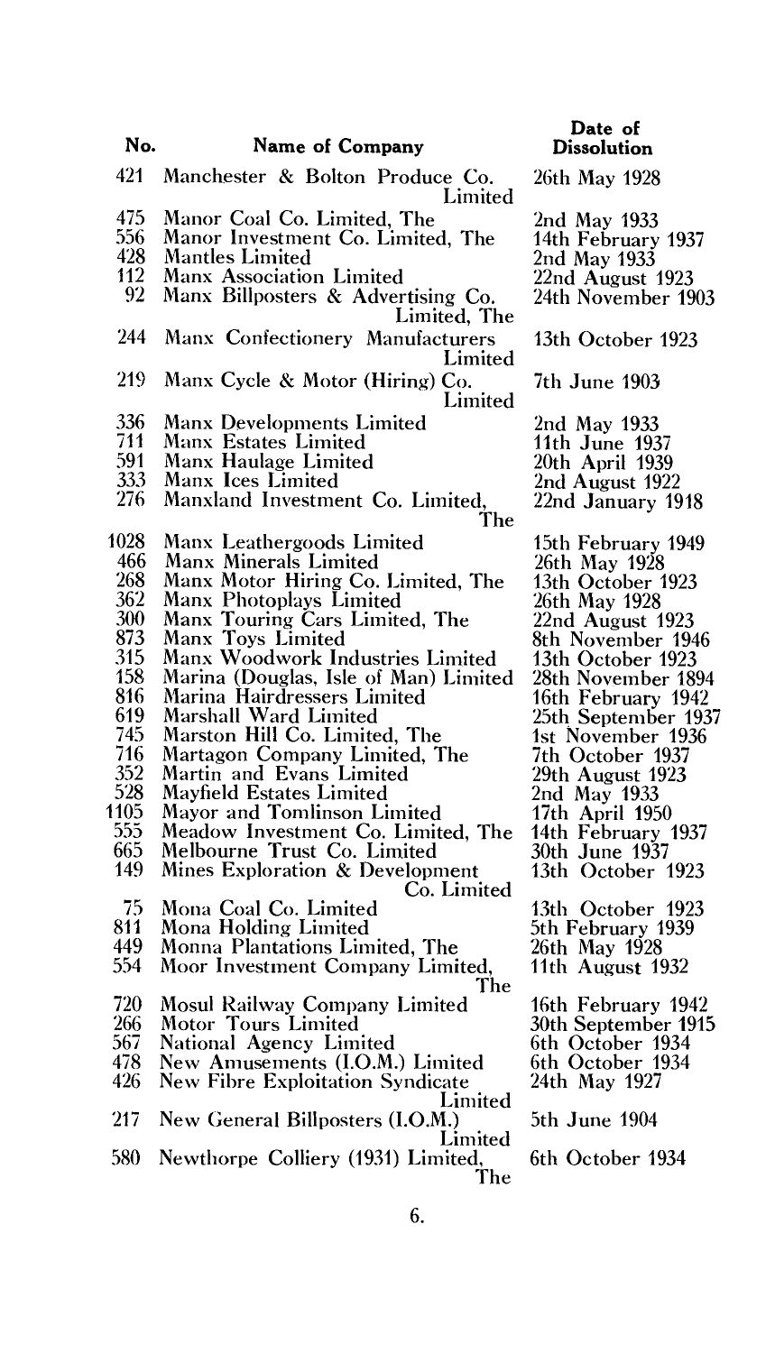| No. | Name of Company | Date of Dissolution |
|---|---|---|
| 421 | Manchester & Bolton Produce Co. Limited | 26th May 1928 |
| 475 | Manor Coal Co. Limited, The | 2nd May 1933 |
| 556 | Manor Investment Co. Limited, The | 14th February 1937 |
| 428 | Mantles Limited | 2nd May 1933 |
| 112 | Manx Association Limited | 22nd August 1923 |
| 92 | Manx Billposters & Advertising Co. Limited, The | 24th November 1903 |
| 244 | Manx Confectionery Manufacturers Limited | 13th October 1923 |
| 219 | Manx Cycle & Motor (Hiring) Co. Limited | 7th June 1903 |
| 336 | Manx Developments Limited | 2nd May 1933 |
| 711 | Manx Estates Limited | 11th June 1937 |
| 591 | Manx Haulage Limited | 20th April 1939 |
| 333 | Manx Ices Limited | 2nd August 1922 |
| 276 | Manxland Investment Co. Limited, The | 22nd January 1918 |
| 1028 | Manx Leathergoods Limited | 15th February 1949 |
| 466 | Manx Minerals Limited | 26th May 1928 |
| 268 | Manx Motor Hiring Co. Limited, The | 13th October 1923 |
| 362 | Manx Photoplays Limited | 26th May 1928 |
| 300 | Manx Touring Cars Limited, The | 22nd August 1923 |
| 873 | Manx Toys Limited | 8th November 1946 |
| 315 | Manx Woodwork Industries Limited | 13th October 1923 |
| 158 | Marina (Douglas, Isle of Man) Limited | 28th November 1894 |
| 816 | Marina Hairdressers Limited | 16th February 1942 |
| 619 | Marshall Ward Limited | 25th September 1937 |
| 745 | Marston Hill Co. Limited, The | 1st November 1936 |
| 716 | Martagon Company Limited, The | 7th October 1937 |
| 352 | Martin and Evans Limited | 29th August 1923 |
| 528 | Mayfield Estates Limited | 2nd May 1933 |
| 1105 | Mayor and Tomlinson Limited | 17th April 1950 |
| 555 | Meadow Investment Co. Limited, The | 14th February 1937 |
| 665 | Melbourne Trust Co. Limited | 30th June 1937 |
| 149 | Mines Exploration & Development Co. Limited | 13th October 1923 |
| 75 | Mona Coal Co. Limited | 13th October 1923 |
| 811 | Mona Holding Limited | 5th February 1939 |
| 449 | Monna Plantations Limited, The | 26th May 1928 |
| 554 | Moor Investment Company Limited, The | 11th August 1932 |
| 720 | Mosul Railway Company Limited | 16th February 1942 |
| 266 | Motor Tours Limited | 30th September 1915 |
| 567 | National Agency Limited | 6th October 1934 |
| 478 | New Amusements (I.O.M.) Limited | 6th October 1934 |
| 426 | New Fibre Exploitation Syndicate Limited | 24th May 1927 |
| 217 | New General Billposters (I.O.M.) Limited | 5th June 1904 |
| 580 | Newthorpe Colliery (1931) Limited, The | 6th October 1934 |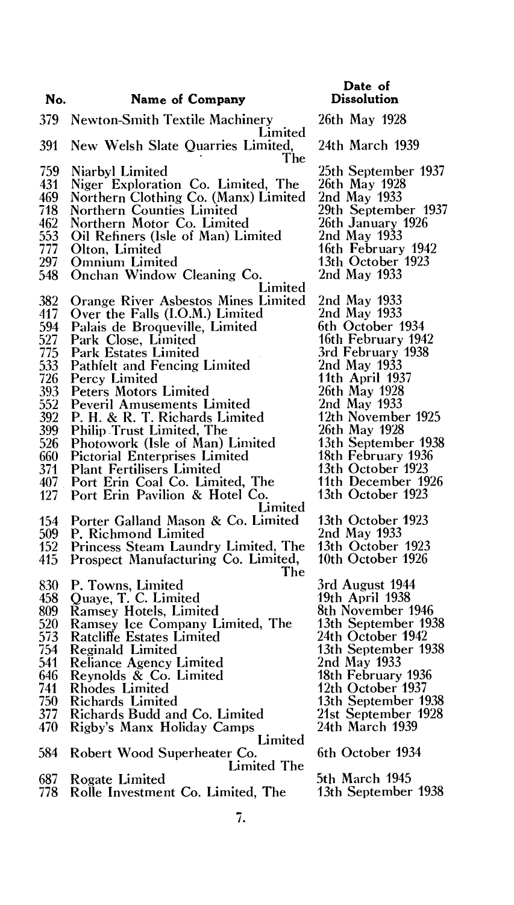| No. | Name of Company | Date of Dissolution |
|---|---|---|
| 379 | Newton-Smith Textile Machinery Limited | 26th May 1928 |
| 391 | New Welsh Slate Quarries Limited, The | 24th March 1939 |
| 759 | Niarbyl Limited | 25th September 1937 |
| 431 | Niger Exploration Co. Limited, The | 26th May 1928 |
| 469 | Northern Clothing Co. (Manx) Limited | 2nd May 1933 |
| 718 | Northern Counties Limited | 29th September 1937 |
| 462 | Northern Motor Co. Limited | 26th January 1926 |
| 553 | Oil Refiners (Isle of Man) Limited | 2nd May 1933 |
| 777 | Olton, Limited | 16th February 1942 |
| 297 | Omnium Limited | 13th October 1923 |
| 548 | Onchan Window Cleaning Co. Limited | 2nd May 1933 |
| 382 | Orange River Asbestos Mines Limited | 2nd May 1933 |
| 417 | Over the Falls (I.O.M.) Limited | 2nd May 1933 |
| 594 | Palais de Broqueville, Limited | 6th October 1934 |
| 527 | Park Close, Limited | 16th February 1942 |
| 775 | Park Estates Limited | 3rd February 1938 |
| 533 | Pathfelt and Fencing Limited | 2nd May 1933 |
| 726 | Percy Limited | 11th April 1937 |
| 393 | Peters Motors Limited | 26th May 1928 |
| 552 | Peveril Amusements Limited | 2nd May 1933 |
| 392 | P. H. & R. T. Richards Limited | 12th November 1925 |
| 399 | Philip Trust Limited, The | 26th May 1928 |
| 526 | Photowork (Isle of Man) Limited | 13th September 1938 |
| 660 | Pictorial Enterprises Limited | 18th February 1936 |
| 371 | Plant Fertilisers Limited | 13th October 1923 |
| 407 | Port Erin Coal Co. Limited, The | 11th December 1926 |
| 127 | Port Erin Pavilion & Hotel Co. Limited | 13th October 1923 |
| 154 | Porter Galland Mason & Co. Limited | 13th October 1923 |
| 509 | P. Richmond Limited | 2nd May 1933 |
| 152 | Princess Steam Laundry Limited, The | 13th October 1923 |
| 415 | Prospect Manufacturing Co. Limited, The | 10th October 1926 |
| 830 | P. Towns, Limited | 3rd August 1944 |
| 458 | Quaye, T. C. Limited | 19th April 1938 |
| 809 | Ramsey Hotels, Limited | 8th November 1946 |
| 520 | Ramsey Ice Company Limited, The | 13th September 1938 |
| 573 | Ratcliffe Estates Limited | 24th October 1942 |
| 754 | Reginald Limited | 13th September 1938 |
| 541 | Reliance Agency Limited | 2nd May 1933 |
| 646 | Reynolds & Co. Limited | 18th February 1936 |
| 741 | Rhodes Limited | 12th October 1937 |
| 750 | Richards Limited | 13th September 1938 |
| 377 | Richards Budd and Co. Limited | 21st September 1928 |
| 470 | Rigby's Manx Holiday Camps Limited | 24th March 1939 |
| 584 | Robert Wood Superheater Co. Limited The | 6th October 1934 |
| 687 | Rogate Limited | 5th March 1945 |
| 778 | Rolle Investment Co. Limited, The | 13th September 1938 |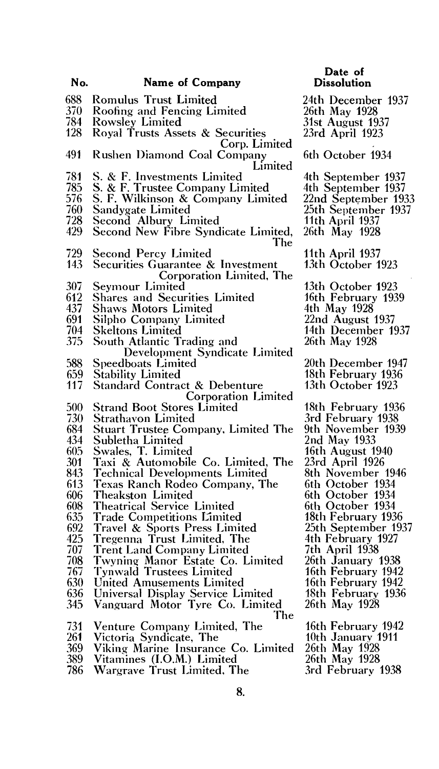| No. | Name of Company | Date of Dissolution |
|---|---|---|
| 688 | Romulus Trust Limited | 24th December 1937 |
| 370 | Roofing and Fencing Limited | 26th May 1928 |
| 784 | Rowsley Limited | 31st August 1937 |
| 128 | Royal Trusts Assets & Securities Corp. Limited | 23rd April 1923 |
| 491 | Rushen Diamond Coal Company Limited | 6th October 1934 |
| 781 | S. & F. Investments Limited | 4th September 1937 |
| 785 | S. & F. Trustee Company Limited | 4th September 1937 |
| 576 | S. F. Wilkinson & Company Limited | 22nd September 1933 |
| 760 | Sandygate Limited | 25th September 1937 |
| 728 | Second Albury Limited | 11th April 1937 |
| 429 | Second New Fibre Syndicate Limited, The | 26th May 1928 |
| 729 | Second Percy Limited | 11th April 1937 |
| 143 | Securities Guarantee & Investment Corporation Limited, The | 13th October 1923 |
| 307 | Seymour Limited | 13th October 1923 |
| 612 | Shares and Securities Limited | 16th February 1939 |
| 437 | Shaws Motors Limited | 4th May 1928 |
| 691 | Silpho Company Limited | 22nd August 1937 |
| 704 | Skeltons Limited | 14th December 1937 |
| 375 | South Atlantic Trading and Development Syndicate Limited | 26th May 1928 |
| 588 | Speedboats Limited | 20th December 1947 |
| 659 | Stability Limited | 18th February 1936 |
| 117 | Standard Contract & Debenture Corporation Limited | 13th October 1923 |
| 500 | Strand Boot Stores Limited | 18th February 1936 |
| 730 | Strathavon Limited | 3rd February 1938 |
| 684 | Stuart Trustee Company, Limited The | 9th November 1939 |
| 434 | Subletha Limited | 2nd May 1933 |
| 605 | Swales, T. Limited | 16th August 1940 |
| 301 | Taxi & Automobile Co. Limited, The | 23rd April 1926 |
| 843 | Technical Developments Limited | 8th November 1946 |
| 613 | Texas Ranch Rodeo Company, The | 6th October 1934 |
| 606 | Theakston Limited | 6th October 1934 |
| 608 | Theatrical Service Limited | 6th October 1934 |
| 635 | Trade Competitions Limited | 18th February 1936 |
| 692 | Travel & Sports Press Limited | 25th September 1937 |
| 425 | Tregenna Trust Limited, The | 4th February 1927 |
| 707 | Trent Land Company Limited | 7th April 1938 |
| 708 | Twyning Manor Estate Co. Limited | 26th January 1938 |
| 767 | Tynwald Trustees Limited | 16th February 1942 |
| 630 | United Amusements Limited | 16th February 1942 |
| 636 | Universal Display Service Limited | 18th February 1936 |
| 345 | Vanguard Motor Tyre Co. Limited The | 26th May 1928 |
| 731 | Venture Company Limited, The | 16th February 1942 |
| 261 | Victoria Syndicate, The | 10th January 1911 |
| 369 | Viking Marine Insurance Co. Limited | 26th May 1928 |
| 389 | Vitamines (I.O.M.) Limited | 26th May 1928 |
| 786 | Wargrave Trust Limited, The | 3rd February 1938 |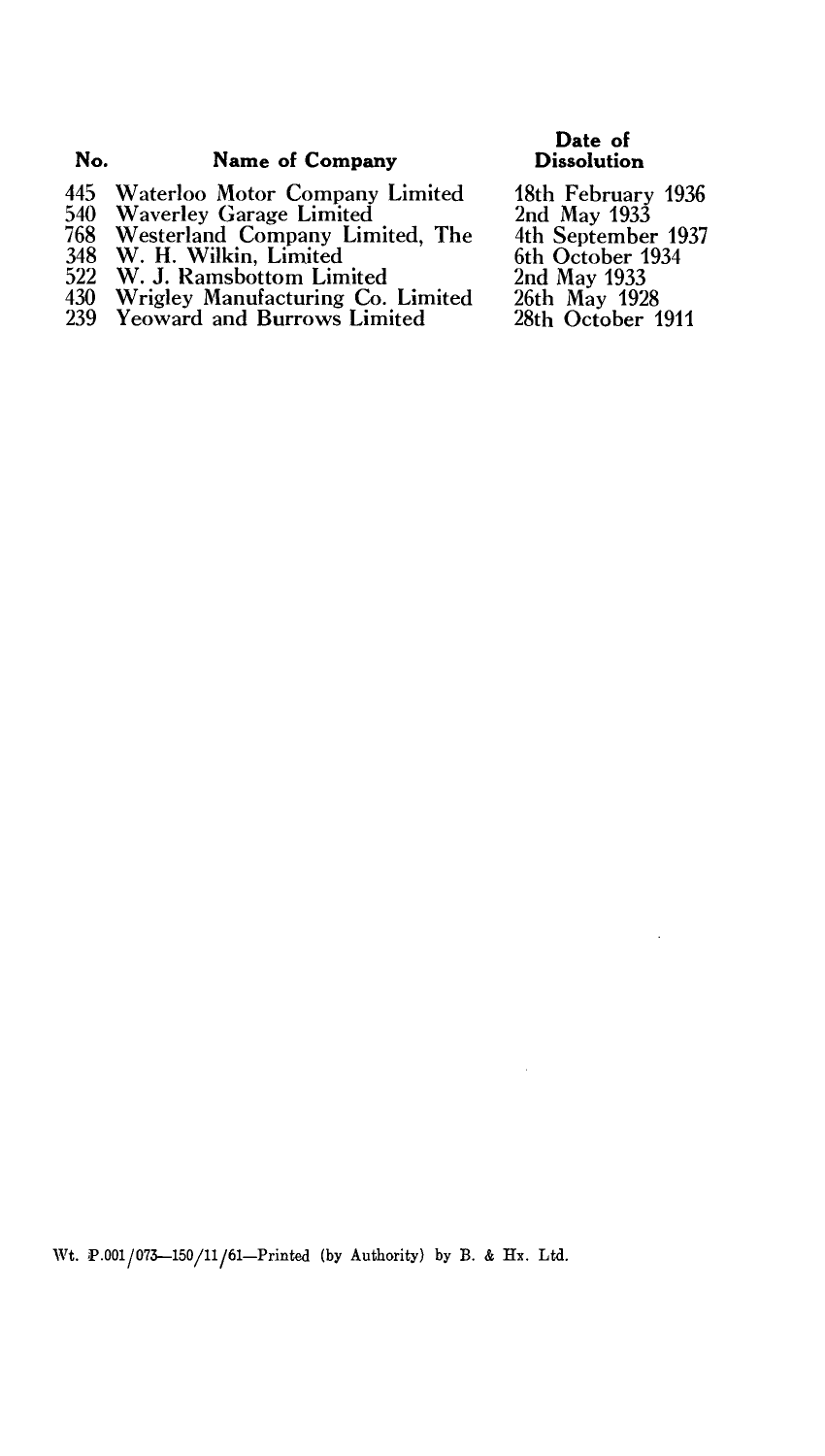| No. | Name of Company | Date of Dissolution |
| --- | --- | --- |
| 445 | Waterloo Motor Company Limited | 18th February 1936 |
| 540 | Waverley Garage Limited | 2nd May 1933 |
| 768 | Westerland Company Limited, The | 4th September 1937 |
| 348 | W. H. Wilkin, Limited | 6th October 1934 |
| 522 | W. J. Ramsbottom Limited | 2nd May 1933 |
| 430 | Wrigley Manufacturing Co. Limited | 26th May 1928 |
| 239 | Yeoward and Burrows Limited | 28th October 1911 |

Wt. P.001/073—150/11/61—Printed (by Authority) by B. & Hx. Ltd.